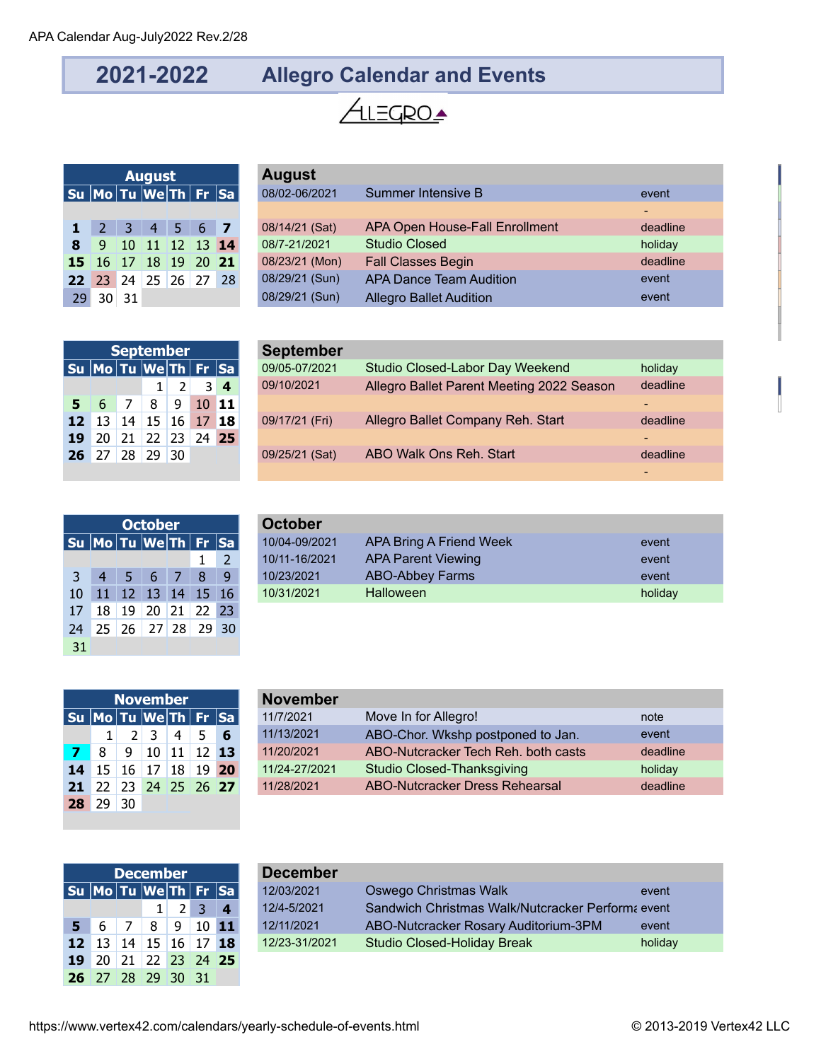APA Calendar Aug-July2022 Rev.2/28

# 2021-2022 Allegro Calendar and Events

ALLEGRO

## August

| Su | Mo | Tu | We | Th | Fr | Sa |
|---|---|---|---|---|---|---|
| | | | | | | |
| 1 | 2 | 3 | 4 | 5 | 6 | 7 |
| 8 | 9 | 10 | 11 | 12 | 13 | 14 |
| 15 | 16 | 17 | 18 | 19 | 20 | 21 |
| 22 | 23 | 24 | 25 | 26 | 27 | 28 |
| 29 | 30 | 31 | | | | |

| August | | |
|---|---|---|
| 08/02-06/2021 | Summer Intensive B | event |
| | | - |
| 08/14/21 (Sat) | APA Open House-Fall Enrollment | deadline |
| 08/7-21/2021 | Studio Closed | holiday |
| 08/23/21 (Mon) | Fall Classes Begin | deadline |
| 08/29/21 (Sun) | APA Dance Team Audition | event |
| 08/29/21 (Sun) | Allegro Ballet Audition | event |

## September

| Su | Mo | Tu | We | Th | Fr | Sa |
|---|---|---|---|---|---|---|
| | | | 1 | 2 | 3 | 4 |
| 5 | 6 | 7 | 8 | 9 | 10 | 11 |
| 12 | 13 | 14 | 15 | 16 | 17 | 18 |
| 19 | 20 | 21 | 22 | 23 | 24 | 25 |
| 26 | 27 | 28 | 29 | 30 | | |

| September | | |
|---|---|---|
| 09/05-07/2021 | Studio Closed-Labor Day Weekend | holiday |
| 09/10/2021 | Allegro Ballet Parent Meeting 2022 Season | deadline |
| | | - |
| 09/17/21 (Fri) | Allegro Ballet Company Reh. Start | deadline |
| | | - |
| 09/25/21 (Sat) | ABO Walk Ons Reh. Start | deadline |
| | | - |

## October

| Su | Mo | Tu | We | Th | Fr | Sa |
|---|---|---|---|---|---|---|
| | | | | | 1 | 2 |
| 3 | 4 | 5 | 6 | 7 | 8 | 9 |
| 10 | 11 | 12 | 13 | 14 | 15 | 16 |
| 17 | 18 | 19 | 20 | 21 | 22 | 23 |
| 24 | 25 | 26 | 27 | 28 | 29 | 30 |
| 31 | | | | | | |

| October | | |
|---|---|---|
| 10/04-09/2021 | APA Bring A Friend Week | event |
| 10/11-16/2021 | APA Parent Viewing | event |
| 10/23/2021 | ABO-Abbey Farms | event |
| 10/31/2021 | Halloween | holiday |

## November

| Su | Mo | Tu | We | Th | Fr | Sa |
|---|---|---|---|---|---|---|
| | 1 | 2 | 3 | 4 | 5 | 6 |
| 7 | 8 | 9 | 10 | 11 | 12 | 13 |
| 14 | 15 | 16 | 17 | 18 | 19 | 20 |
| 21 | 22 | 23 | 24 | 25 | 26 | 27 |
| 28 | 29 | 30 | | | | |

| November | | |
|---|---|---|
| 11/7/2021 | Move In for Allegro! | note |
| 11/13/2021 | ABO-Chor. Wkshp postponed to Jan. | event |
| 11/20/2021 | ABO-Nutcracker Tech Reh. both casts | deadline |
| 11/24-27/2021 | Studio Closed-Thanksgiving | holiday |
| 11/28/2021 | ABO-Nutcracker Dress Rehearsal | deadline |

## December

| Su | Mo | Tu | We | Th | Fr | Sa |
|---|---|---|---|---|---|---|
| | | | 1 | 2 | 3 | 4 |
| 5 | 6 | 7 | 8 | 9 | 10 | 11 |
| 12 | 13 | 14 | 15 | 16 | 17 | 18 |
| 19 | 20 | 21 | 22 | 23 | 24 | 25 |
| 26 | 27 | 28 | 29 | 30 | 31 | |

| December | | |
|---|---|---|
| 12/03/2021 | Oswego Christmas Walk | event |
| 12/4-5/2021 | Sandwich Christmas Walk/Nutcracker Performa | event |
| 12/11/2021 | ABO-Nutcracker Rosary Auditorium-3PM | event |
| 12/23-31/2021 | Studio Closed-Holiday Break | holiday |

https://www.vertex42.com/calendars/yearly-schedule-of-events.html © 2013-2019 Vertex42 LLC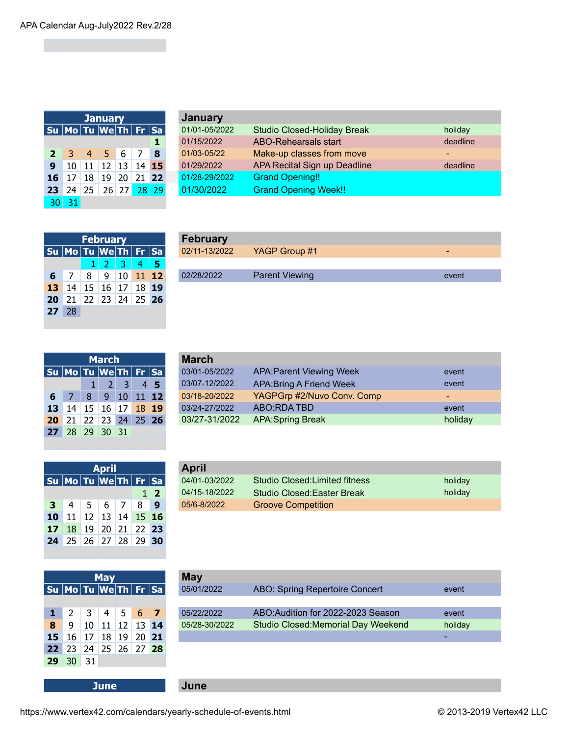APA Calendar Aug-July2022 Rev.2/28

## January

| Su | Mo | Tu | We | Th | Fr | Sa |
|---|---|---|---|---|---|---|
| | | | | | | 1 |
| 2 | 3 | 4 | 5 | 6 | 7 | 8 |
| 9 | 10 | 11 | 12 | 13 | 14 | 15 |
| 16 | 17 | 18 | 19 | 20 | 21 | 22 |
| 23 | 24 | 25 | 26 | 27 | 28 | 29 |
| 30 | 31 | | | | | |

| January | | |
|---|---|---|
| 01/01-05/2022 | Studio Closed-Holiday Break | holiday |
| 01/15/2022 | ABO-Rehearsals start | deadline |
| 01/03-05/22 | Make-up classes from move | - |
| 01/29/2022 | APA Recital Sign up Deadline | deadline |
| 01/28-29/2022 | Grand Opening!! | |
| 01/30/2022 | Grand Opening Week!! | |

## February

| Su | Mo | Tu | We | Th | Fr | Sa |
|---|---|---|---|---|---|---|
| | | 1 | 2 | 3 | 4 | 5 |
| 6 | 7 | 8 | 9 | 10 | 11 | 12 |
| 13 | 14 | 15 | 16 | 17 | 18 | 19 |
| 20 | 21 | 22 | 23 | 24 | 25 | 26 |
| 27 | 28 | | | | | |

| February | | |
|---|---|---|
| 02/11-13/2022 | YAGP Group #1 | - |
| 02/28/2022 | Parent Viewing | event |

## March

| Su | Mo | Tu | We | Th | Fr | Sa |
|---|---|---|---|---|---|---|
| | | 1 | 2 | 3 | 4 | 5 |
| 6 | 7 | 8 | 9 | 10 | 11 | 12 |
| 13 | 14 | 15 | 16 | 17 | 18 | 19 |
| 20 | 21 | 22 | 23 | 24 | 25 | 26 |
| 27 | 28 | 29 | 30 | 31 | | |

| March | | |
|---|---|---|
| 03/01-05/2022 | APA:Parent Viewing Week | event |
| 03/07-12/2022 | APA:Bring A Friend Week | event |
| 03/18-20/2022 | YAGPGrp #2/Nuvo Conv. Comp | - |
| 03/24-27/2022 | ABO:RDA TBD | event |
| 03/27-31/2022 | APA:Spring Break | holiday |

## April

| Su | Mo | Tu | We | Th | Fr | Sa |
|---|---|---|---|---|---|---|
| | | | | | 1 | 2 |
| 3 | 4 | 5 | 6 | 7 | 8 | 9 |
| 10 | 11 | 12 | 13 | 14 | 15 | 16 |
| 17 | 18 | 19 | 20 | 21 | 22 | 23 |
| 24 | 25 | 26 | 27 | 28 | 29 | 30 |

| April | | |
|---|---|---|
| 04/01-03/2022 | Studio Closed:Limited fitness | holiday |
| 04/15-18/2022 | Studio Closed:Easter Break | holiday |
| 05/6-8/2022 | Groove Competition | |

## May

| Su | Mo | Tu | We | Th | Fr | Sa |
|---|---|---|---|---|---|---|
| 1 | 2 | 3 | 4 | 5 | 6 | 7 |
| 8 | 9 | 10 | 11 | 12 | 13 | 14 |
| 15 | 16 | 17 | 18 | 19 | 20 | 21 |
| 22 | 23 | 24 | 25 | 26 | 27 | 28 |
| 29 | 30 | 31 | | | | |

| May | | |
|---|---|---|
| 05/01/2022 | ABO: Spring Repertoire Concert | event |
| 05/22/2022 | ABO:Audition for 2022-2023 Season | event |
| 05/28-30/2022 | Studio Closed:Memorial Day Weekend | holiday |
| | | - |

## June

| June | | |
|---|---|---|

https://www.vertex42.com/calendars/yearly-schedule-of-events.html © 2013-2019 Vertex42 LLC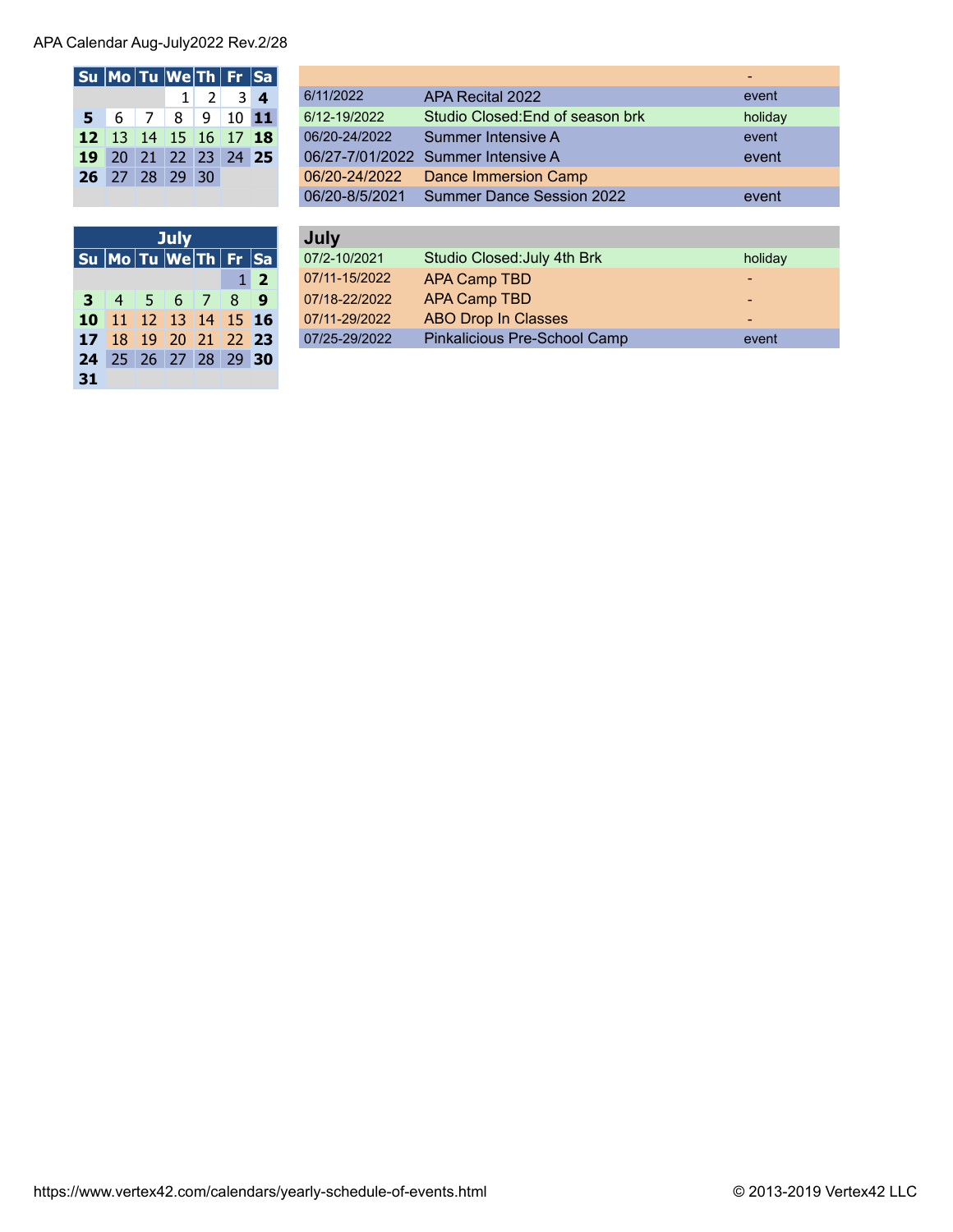APA Calendar Aug-July2022 Rev.2/28

| Su | Mo | Tu | We | Th | Fr | Sa |
|---|---|---|---|---|---|---|
| | | | 1 | 2 | 3 | 4 |
| 5 | 6 | 7 | 8 | 9 | 10 | 11 |
| 12 | 13 | 14 | 15 | 16 | 17 | 18 |
| 19 | 20 | 21 | 22 | 23 | 24 | 25 |
| 26 | 27 | 28 | 29 | 30 | | |

| | | |
|---|---|---|
| | | - |
| 6/11/2022 | APA Recital 2022 | event |
| 6/12-19/2022 | Studio Closed:End of season brk | holiday |
| 06/20-24/2022 | Summer Intensive A | event |
| 06/27-7/01/2022 | Summer Intensive A | event |
| 06/20-24/2022 | Dance Immersion Camp | |
| 06/20-8/5/2021 | Summer Dance Session 2022 | event |

## July

| Su | Mo | Tu | We | Th | Fr | Sa |
|---|---|---|---|---|---|---|
| | | | | | 1 | 2 |
| 3 | 4 | 5 | 6 | 7 | 8 | 9 |
| 10 | 11 | 12 | 13 | 14 | 15 | 16 |
| 17 | 18 | 19 | 20 | 21 | 22 | 23 |
| 24 | 25 | 26 | 27 | 28 | 29 | 30 |
| 31 | | | | | | |

| July | | |
|---|---|---|
| 07/2-10/2021 | Studio Closed:July 4th Brk | holiday |
| 07/11-15/2022 | APA Camp TBD | - |
| 07/18-22/2022 | APA Camp TBD | - |
| 07/11-29/2022 | ABO Drop In Classes | - |
| 07/25-29/2022 | Pinkalicious Pre-School Camp | event |

https://www.vertex42.com/calendars/yearly-schedule-of-events.html © 2013-2019 Vertex42 LLC